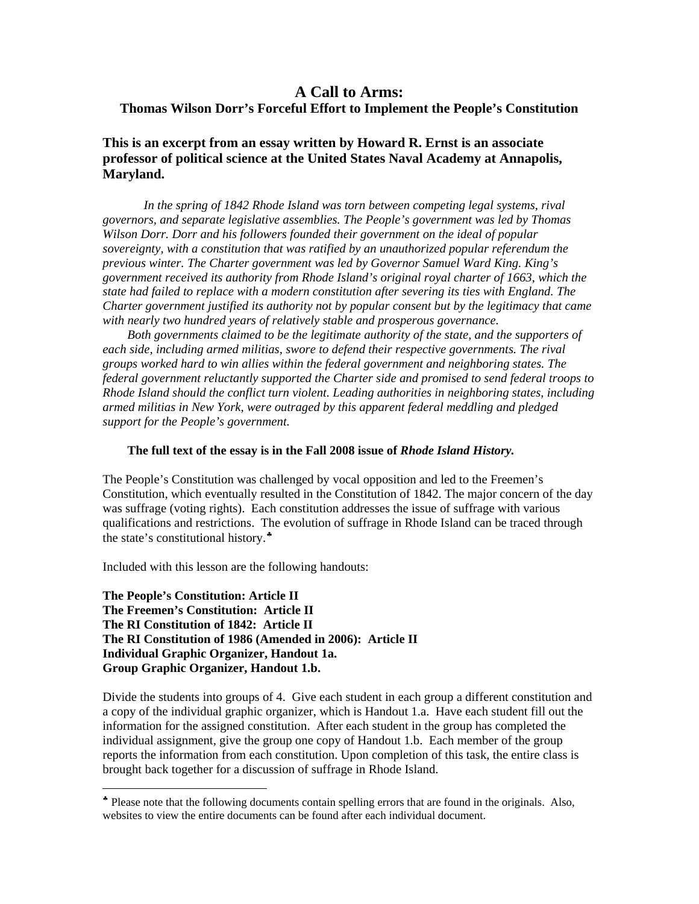# A Call to Arms:

## Thomas Wilson Dorr's Forceful Effort to Implement the People's Constitution

**This is an excerpt from an essay written by Howard R. Ernst is an associate professor of political science at the United States Naval Academy at Annapolis, Maryland.**

*In the spring of 1842 Rhode Island was torn between competing legal systems, rival governors, and separate legislative assemblies. The People's government was led by Thomas Wilson Dorr. Dorr and his followers founded their government on the ideal of popular sovereignty, with a constitution that was ratified by an unauthorized popular referendum the previous winter. The Charter government was led by Governor Samuel Ward King. King's government received its authority from Rhode Island's original royal charter of 1663, which the state had failed to replace with a modern constitution after severing its ties with England. The Charter government justified its authority not by popular consent but by the legitimacy that came with nearly two hundred years of relatively stable and prosperous governance.*

*Both governments claimed to be the legitimate authority of the state, and the supporters of each side, including armed militias, swore to defend their respective governments. The rival groups worked hard to win allies within the federal government and neighboring states. The federal government reluctantly supported the Charter side and promised to send federal troops to Rhode Island should the conflict turn violent. Leading authorities in neighboring states, including armed militias in New York, were outraged by this apparent federal meddling and pledged support for the People's government.*

**The full text of the essay is in the Fall 2008 issue of *Rhode Island History.***

The People's Constitution was challenged by vocal opposition and led to the Freemen's Constitution, which eventually resulted in the Constitution of 1842. The major concern of the day was suffrage (voting rights). Each constitution addresses the issue of suffrage with various qualifications and restrictions. The evolution of suffrage in Rhode Island can be traced through the state's constitutional history.[♣]

Included with this lesson are the following handouts:

**The People's Constitution: Article II**
**The Freemen's Constitution: Article II**
**The RI Constitution of 1842: Article II**
**The RI Constitution of 1986 (Amended in 2006): Article II**
**Individual Graphic Organizer, Handout 1a.**
**Group Graphic Organizer, Handout 1.b.**

Divide the students into groups of 4. Give each student in each group a different constitution and a copy of the individual graphic organizer, which is Handout 1.a. Have each student fill out the information for the assigned constitution. After each student in the group has completed the individual assignment, give the group one copy of Handout 1.b. Each member of the group reports the information from each constitution. Upon completion of this task, the entire class is brought back together for a discussion of suffrage in Rhode Island.

[♣] Please note that the following documents contain spelling errors that are found in the originals. Also, websites to view the entire documents can be found after each individual document.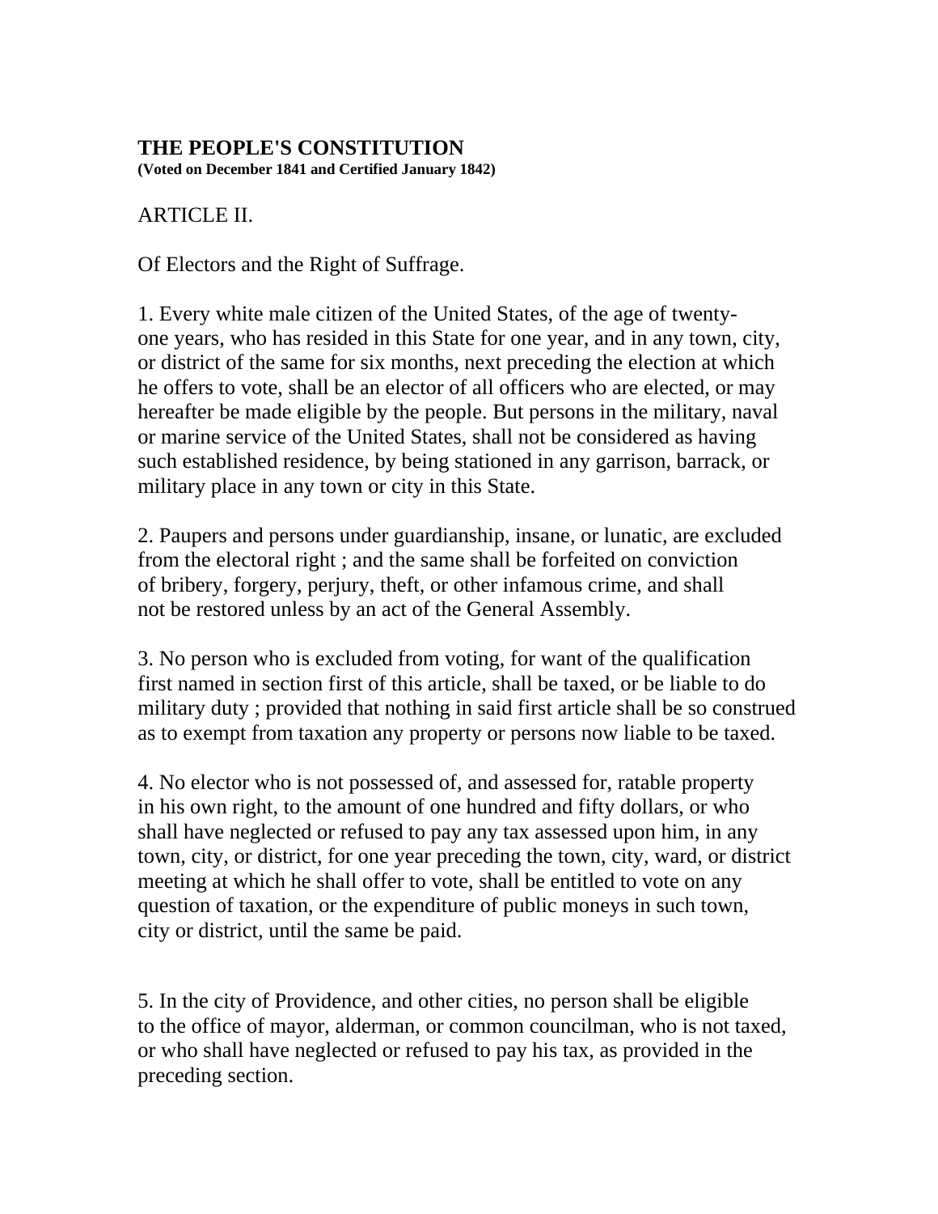**THE PEOPLE'S CONSTITUTION**
**(Voted on December 1841 and Certified January 1842)**

ARTICLE II.

Of Electors and the Right of Suffrage.

1. Every white male citizen of the United States, of the age of twenty-one years, who has resided in this State for one year, and in any town, city, or district of the same for six months, next preceding the election at which he offers to vote, shall be an elector of all officers who are elected, or may hereafter be made eligible by the people. But persons in the military, naval or marine service of the United States, shall not be considered as having such established residence, by being stationed in any garrison, barrack, or military place in any town or city in this State.

2. Paupers and persons under guardianship, insane, or lunatic, are excluded from the electoral right ; and the same shall be forfeited on conviction of bribery, forgery, perjury, theft, or other infamous crime, and shall not be restored unless by an act of the General Assembly.

3. No person who is excluded from voting, for want of the qualification first named in section first of this article, shall be taxed, or be liable to do military duty ; provided that nothing in said first article shall be so construed as to exempt from taxation any property or persons now liable to be taxed.

4. No elector who is not possessed of, and assessed for, ratable property in his own right, to the amount of one hundred and fifty dollars, or who shall have neglected or refused to pay any tax assessed upon him, in any town, city, or district, for one year preceding the town, city, ward, or district meeting at which he shall offer to vote, shall be entitled to vote on any question of taxation, or the expenditure of public moneys in such town, city or district, until the same be paid.

5. In the city of Providence, and other cities, no person shall be eligible to the office of mayor, alderman, or common councilman, who is not taxed, or who shall have neglected or refused to pay his tax, as provided in the preceding section.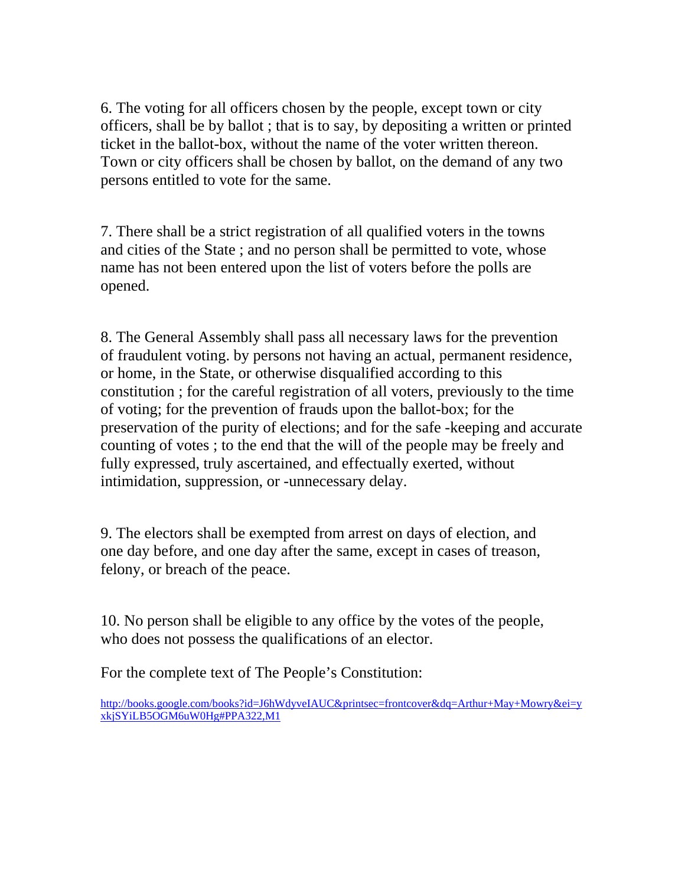6. The voting for all officers chosen by the people, except town or city officers, shall be by ballot ; that is to say, by depositing a written or printed ticket in the ballot-box, without the name of the voter written thereon. Town or city officers shall be chosen by ballot, on the demand of any two persons entitled to vote for the same.

7. There shall be a strict registration of all qualified voters in the towns and cities of the State ; and no person shall be permitted to vote, whose name has not been entered upon the list of voters before the polls are opened.

8. The General Assembly shall pass all necessary laws for the prevention of fraudulent voting. by persons not having an actual, permanent residence, or home, in the State, or otherwise disqualified according to this constitution ; for the careful registration of all voters, previously to the time of voting; for the prevention of frauds upon the ballot-box; for the preservation of the purity of elections; and for the safe -keeping and accurate counting of votes ; to the end that the will of the people may be freely and fully expressed, truly ascertained, and effectually exerted, without intimidation, suppression, or -unnecessary delay.

9. The electors shall be exempted from arrest on days of election, and one day before, and one day after the same, except in cases of treason, felony, or breach of the peace.

10. No person shall be eligible to any office by the votes of the people, who does not possess the qualifications of an elector.

For the complete text of The People's Constitution:

[http://books.google.com/books?id=J6hWdyveIAUC&printsec=frontcover&dq=Arthur+May+Mowry&ei=yxkjSYiLB5OGM6uW0Hg#PPA322,M1](http://books.google.com/books?id=J6hWdyveIAUC&printsec=frontcover&dq=Arthur+May+Mowry&ei=yxkjSYiLB5OGM6uW0Hg#PPA322,M1)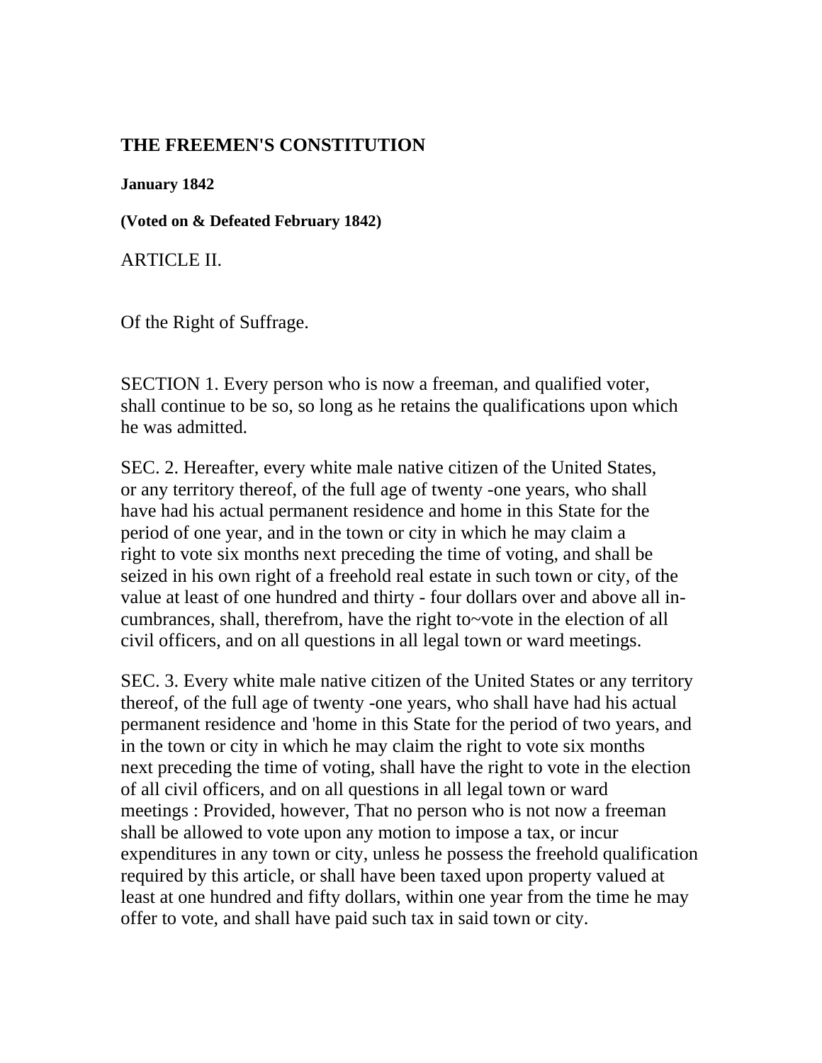## THE FREEMEN'S CONSTITUTION

**January 1842**

**(Voted on & Defeated February 1842)**

ARTICLE II.

Of the Right of Suffrage.

SECTION 1. Every person who is now a freeman, and qualified voter, shall continue to be so, so long as he retains the qualifications upon which he was admitted.

SEC. 2. Hereafter, every white male native citizen of the United States, or any territory thereof, of the full age of twenty -one years, who shall have had his actual permanent residence and home in this State for the period of one year, and in the town or city in which he may claim a right to vote six months next preceding the time of voting, and shall be seized in his own right of a freehold real estate in such town or city, of the value at least of one hundred and thirty - four dollars over and above all in-cumbrances, shall, therefrom, have the right to~vote in the election of all civil officers, and on all questions in all legal town or ward meetings.

SEC. 3. Every white male native citizen of the United States or any territory thereof, of the full age of twenty -one years, who shall have had his actual permanent residence and 'home in this State for the period of two years, and in the town or city in which he may claim the right to vote six months next preceding the time of voting, shall have the right to vote in the election of all civil officers, and on all questions in all legal town or ward meetings : Provided, however, That no person who is not now a freeman shall be allowed to vote upon any motion to impose a tax, or incur expenditures in any town or city, unless he possess the freehold qualification required by this article, or shall have been taxed upon property valued at least at one hundred and fifty dollars, within one year from the time he may offer to vote, and shall have paid such tax in said town or city.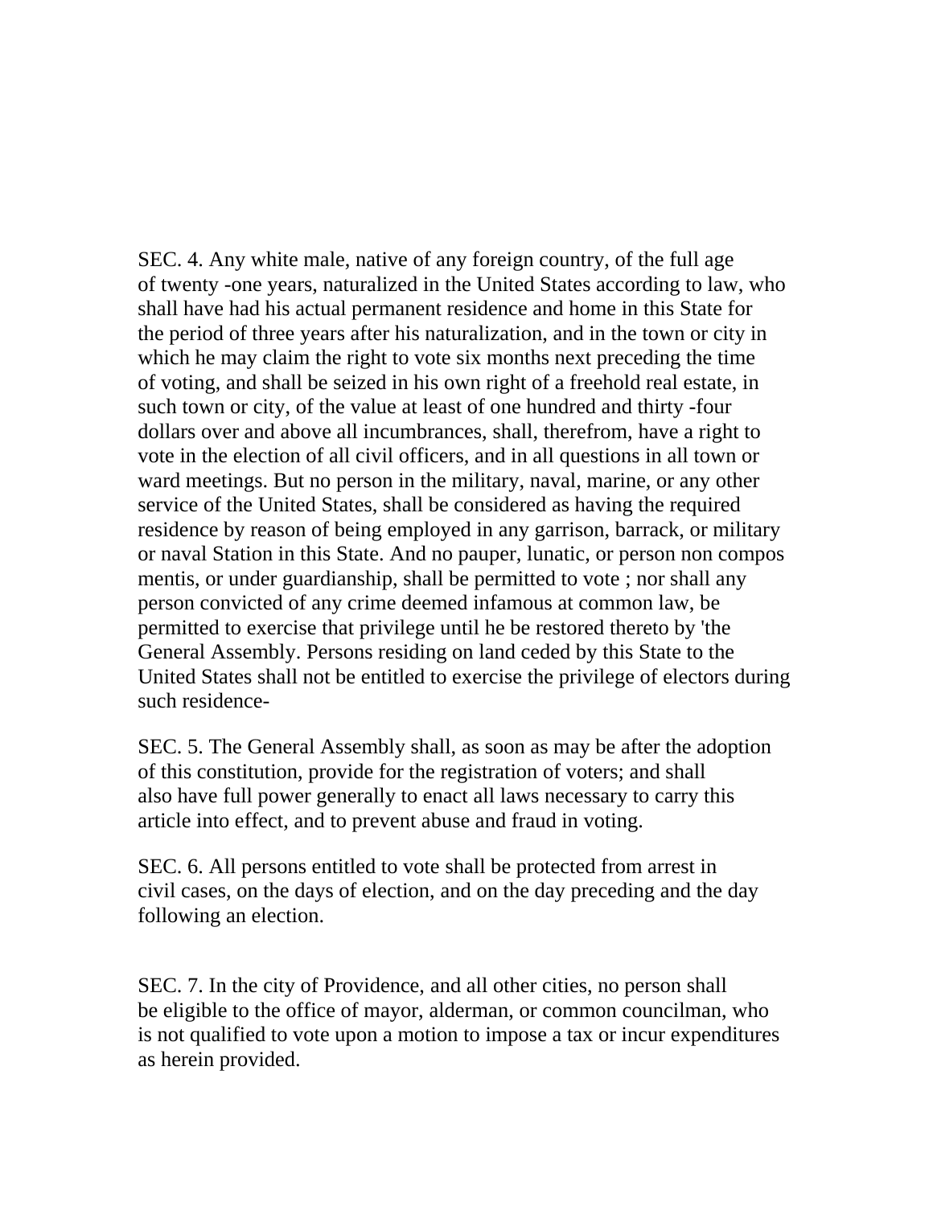SEC. 4. Any white male, native of any foreign country, of the full age of twenty -one years, naturalized in the United States according to law, who shall have had his actual permanent residence and home in this State for the period of three years after his naturalization, and in the town or city in which he may claim the right to vote six months next preceding the time of voting, and shall be seized in his own right of a freehold real estate, in such town or city, of the value at least of one hundred and thirty -four dollars over and above all incumbrances, shall, therefrom, have a right to vote in the election of all civil officers, and in all questions in all town or ward meetings. But no person in the military, naval, marine, or any other service of the United States, shall be considered as having the required residence by reason of being employed in any garrison, barrack, or military or naval Station in this State. And no pauper, lunatic, or person non compos mentis, or under guardianship, shall be permitted to vote ; nor shall any person convicted of any crime deemed infamous at common law, be permitted to exercise that privilege until he be restored thereto by 'the General Assembly. Persons residing on land ceded by this State to the United States shall not be entitled to exercise the privilege of electors during such residence-

SEC. 5. The General Assembly shall, as soon as may be after the adoption of this constitution, provide for the registration of voters; and shall also have full power generally to enact all laws necessary to carry this article into effect, and to prevent abuse and fraud in voting.

SEC. 6. All persons entitled to vote shall be protected from arrest in civil cases, on the days of election, and on the day preceding and the day following an election.

SEC. 7. In the city of Providence, and all other cities, no person shall be eligible to the office of mayor, alderman, or common councilman, who is not qualified to vote upon a motion to impose a tax or incur expenditures as herein provided.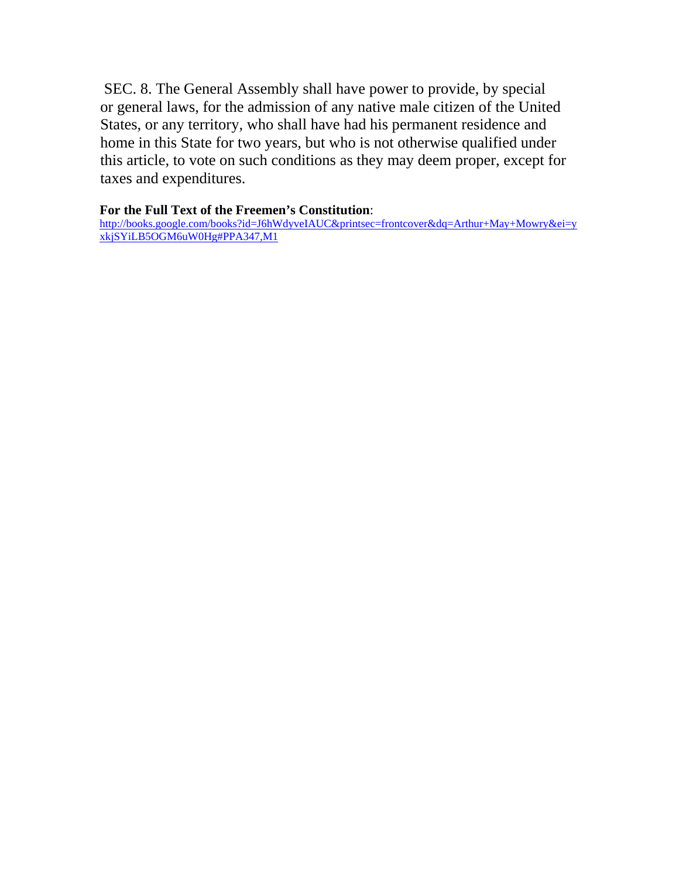SEC. 8. The General Assembly shall have power to provide, by special or general laws, for the admission of any native male citizen of the United States, or any territory, who shall have had his permanent residence and home in this State for two years, but who is not otherwise qualified under this article, to vote on such conditions as they may deem proper, except for taxes and expenditures.

**For the Full Text of the Freemen's Constitution**:
http://books.google.com/books?id=J6hWdyveIAUC&printsec=frontcover&dq=Arthur+May+Mowry&ei=yxkjSYiLB5OGM6uW0Hg#PPA347,M1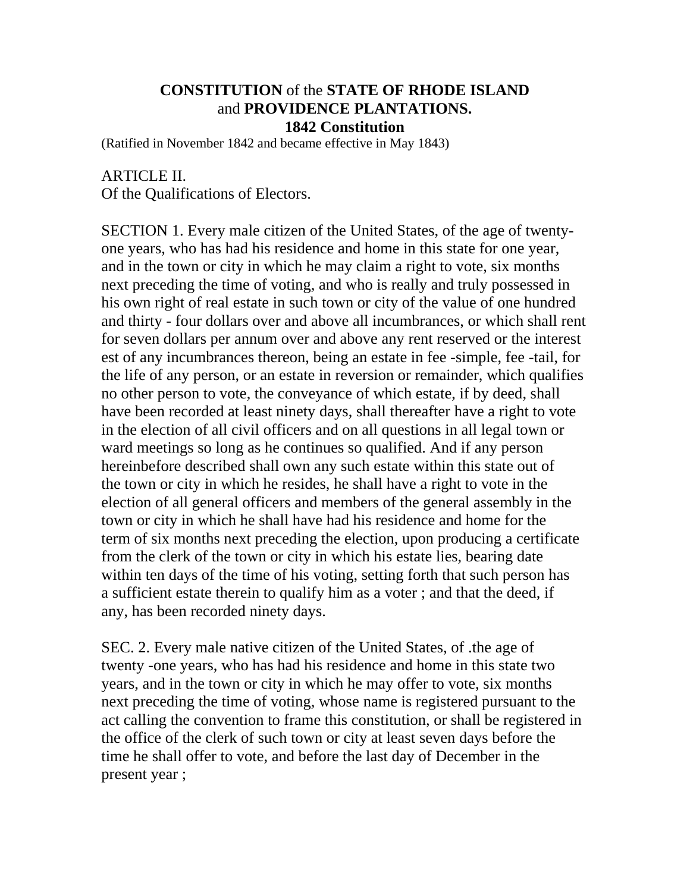# **CONSTITUTION** of the **STATE OF RHODE ISLAND** and **PROVIDENCE PLANTATIONS.**
## **1842 Constitution**

(Ratified in November 1842 and became effective in May 1843)

ARTICLE II.
Of the Qualifications of Electors.

SECTION 1. Every male citizen of the United States, of the age of twenty-one years, who has had his residence and home in this state for one year, and in the town or city in which he may claim a right to vote, six months next preceding the time of voting, and who is really and truly possessed in his own right of real estate in such town or city of the value of one hundred and thirty - four dollars over and above all incumbrances, or which shall rent for seven dollars per annum over and above any rent reserved or the interest est of any incumbrances thereon, being an estate in fee -simple, fee -tail, for the life of any person, or an estate in reversion or remainder, which qualifies no other person to vote, the conveyance of which estate, if by deed, shall have been recorded at least ninety days, shall thereafter have a right to vote in the election of all civil officers and on all questions in all legal town or ward meetings so long as he continues so qualified. And if any person hereinbefore described shall own any such estate within this state out of the town or city in which he resides, he shall have a right to vote in the election of all general officers and members of the general assembly in the town or city in which he shall have had his residence and home for the term of six months next preceding the election, upon producing a certificate from the clerk of the town or city in which his estate lies, bearing date within ten days of the time of his voting, setting forth that such person has a sufficient estate therein to qualify him as a voter ; and that the deed, if any, has been recorded ninety days.

SEC. 2. Every male native citizen of the United States, of .the age of twenty -one years, who has had his residence and home in this state two years, and in the town or city in which he may offer to vote, six months next preceding the time of voting, whose name is registered pursuant to the act calling the convention to frame this constitution, or shall be registered in the office of the clerk of such town or city at least seven days before the time he shall offer to vote, and before the last day of December in the present year ;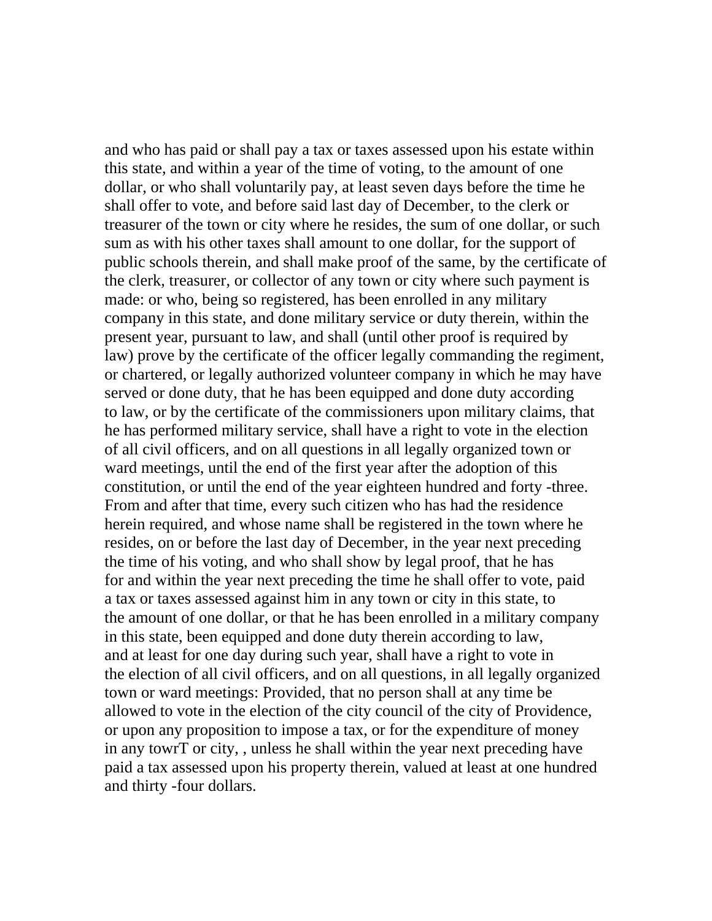and who has paid or shall pay a tax or taxes assessed upon his estate within this state, and within a year of the time of voting, to the amount of one dollar, or who shall voluntarily pay, at least seven days before the time he shall offer to vote, and before said last day of December, to the clerk or treasurer of the town or city where he resides, the sum of one dollar, or such sum as with his other taxes shall amount to one dollar, for the support of public schools therein, and shall make proof of the same, by the certificate of the clerk, treasurer, or collector of any town or city where such payment is made: or who, being so registered, has been enrolled in any military company in this state, and done military service or duty therein, within the present year, pursuant to law, and shall (until other proof is required by law) prove by the certificate of the officer legally commanding the regiment, or chartered, or legally authorized volunteer company in which he may have served or done duty, that he has been equipped and done duty according to law, or by the certificate of the commissioners upon military claims, that he has performed military service, shall have a right to vote in the election of all civil officers, and on all questions in all legally organized town or ward meetings, until the end of the first year after the adoption of this constitution, or until the end of the year eighteen hundred and forty -three. From and after that time, every such citizen who has had the residence herein required, and whose name shall be registered in the town where he resides, on or before the last day of December, in the year next preceding the time of his voting, and who shall show by legal proof, that he has for and within the year next preceding the time he shall offer to vote, paid a tax or taxes assessed against him in any town or city in this state, to the amount of one dollar, or that he has been enrolled in a military company in this state, been equipped and done duty therein according to law, and at least for one day during such year, shall have a right to vote in the election of all civil officers, and on all questions, in all legally organized town or ward meetings: Provided, that no person shall at any time be allowed to vote in the election of the city council of the city of Providence, or upon any proposition to impose a tax, or for the expenditure of money in any towrT or city, , unless he shall within the year next preceding have paid a tax assessed upon his property therein, valued at least at one hundred and thirty -four dollars.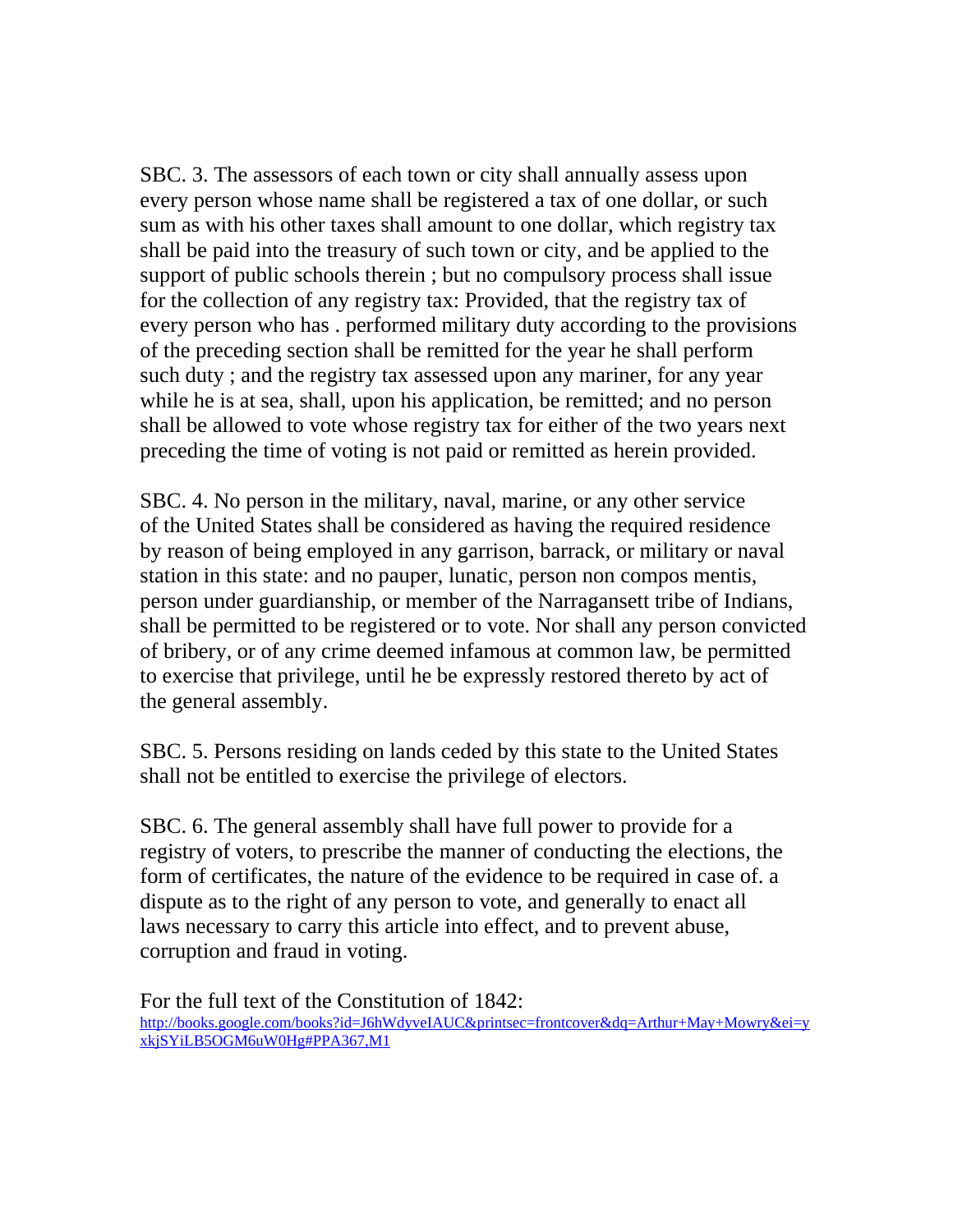SBC. 3. The assessors of each town or city shall annually assess upon every person whose name shall be registered a tax of one dollar, or such sum as with his other taxes shall amount to one dollar, which registry tax shall be paid into the treasury of such town or city, and be applied to the support of public schools therein ; but no compulsory process shall issue for the collection of any registry tax: Provided, that the registry tax of every person who has . performed military duty according to the provisions of the preceding section shall be remitted for the year he shall perform such duty ; and the registry tax assessed upon any mariner, for any year while he is at sea, shall, upon his application, be remitted; and no person shall be allowed to vote whose registry tax for either of the two years next preceding the time of voting is not paid or remitted as herein provided.

SBC. 4. No person in the military, naval, marine, or any other service of the United States shall be considered as having the required residence by reason of being employed in any garrison, barrack, or military or naval station in this state: and no pauper, lunatic, person non compos mentis, person under guardianship, or member of the Narragansett tribe of Indians, shall be permitted to be registered or to vote. Nor shall any person convicted of bribery, or of any crime deemed infamous at common law, be permitted to exercise that privilege, until he be expressly restored thereto by act of the general assembly.

SBC. 5. Persons residing on lands ceded by this state to the United States shall not be entitled to exercise the privilege of electors.

SBC. 6. The general assembly shall have full power to provide for a registry of voters, to prescribe the manner of conducting the elections, the form of certificates, the nature of the evidence to be required in case of. a dispute as to the right of any person to vote, and generally to enact all laws necessary to carry this article into effect, and to prevent abuse, corruption and fraud in voting.

For the full text of the Constitution of 1842:
http://books.google.com/books?id=J6hWdyveIAUC&printsec=frontcover&dq=Arthur+May+Mowry&ei=yxkjSYiLB5OGM6uW0Hg#PPA367,M1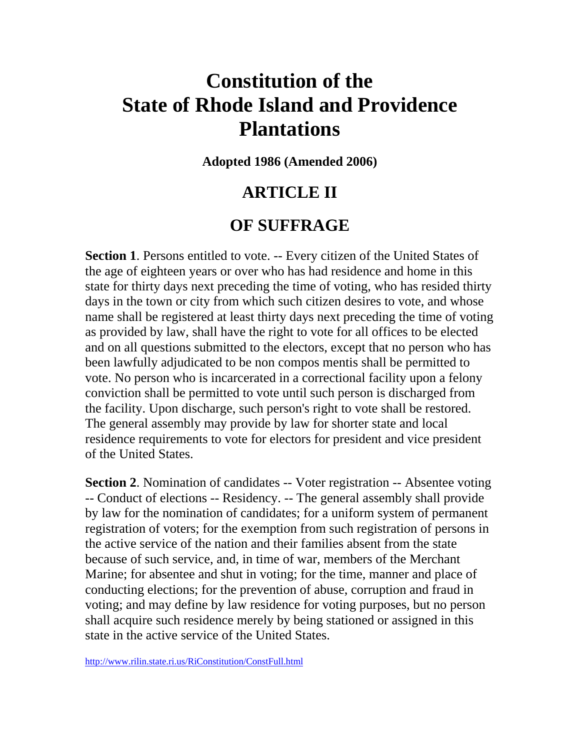# Constitution of the State of Rhode Island and Providence Plantations

**Adopted 1986 (Amended 2006)**

## ARTICLE II

## OF SUFFRAGE

**Section 1**. Persons entitled to vote. -- Every citizen of the United States of the age of eighteen years or over who has had residence and home in this state for thirty days next preceding the time of voting, who has resided thirty days in the town or city from which such citizen desires to vote, and whose name shall be registered at least thirty days next preceding the time of voting as provided by law, shall have the right to vote for all offices to be elected and on all questions submitted to the electors, except that no person who has been lawfully adjudicated to be non compos mentis shall be permitted to vote. No person who is incarcerated in a correctional facility upon a felony conviction shall be permitted to vote until such person is discharged from the facility. Upon discharge, such person's right to vote shall be restored. The general assembly may provide by law for shorter state and local residence requirements to vote for electors for president and vice president of the United States.

**Section 2**. Nomination of candidates -- Voter registration -- Absentee voting -- Conduct of elections -- Residency. -- The general assembly shall provide by law for the nomination of candidates; for a uniform system of permanent registration of voters; for the exemption from such registration of persons in the active service of the nation and their families absent from the state because of such service, and, in time of war, members of the Merchant Marine; for absentee and shut in voting; for the time, manner and place of conducting elections; for the prevention of abuse, corruption and fraud in voting; and may define by law residence for voting purposes, but no person shall acquire such residence merely by being stationed or assigned in this state in the active service of the United States.

http://www.rilin.state.ri.us/RiConstitution/ConstFull.html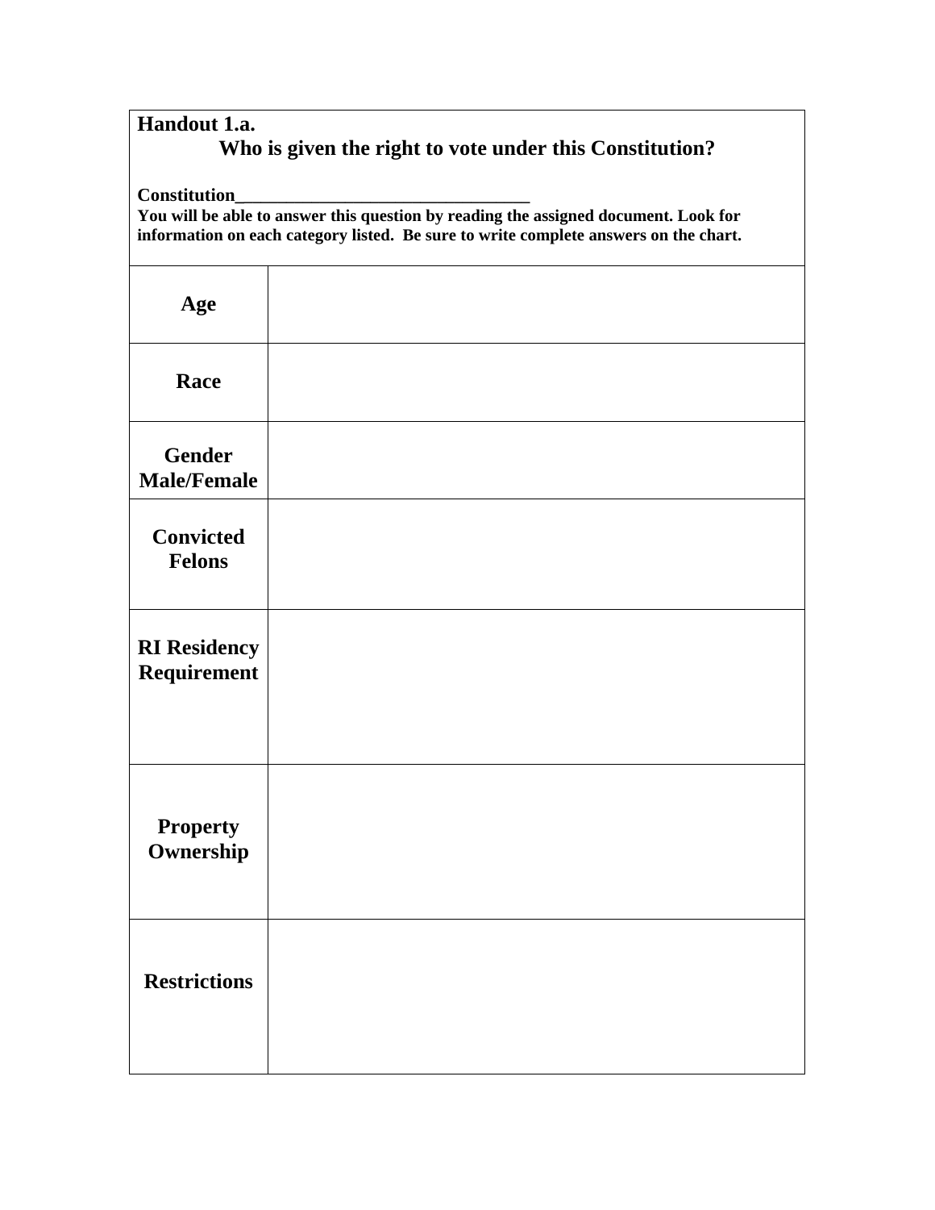**Handout 1.a.**

## Who is given the right to vote under this Constitution?

**Constitution________________________________**

**You will be able to answer this question by reading the assigned document. Look for information on each category listed. Be sure to write complete answers on the chart.**

| | |
|---|---|
| **Age** | |
| **Race** | |
| **Gender Male/Female** | |
| **Convicted Felons** | |
| **RI Residency Requirement** | |
| **Property Ownership** | |
| **Restrictions** | |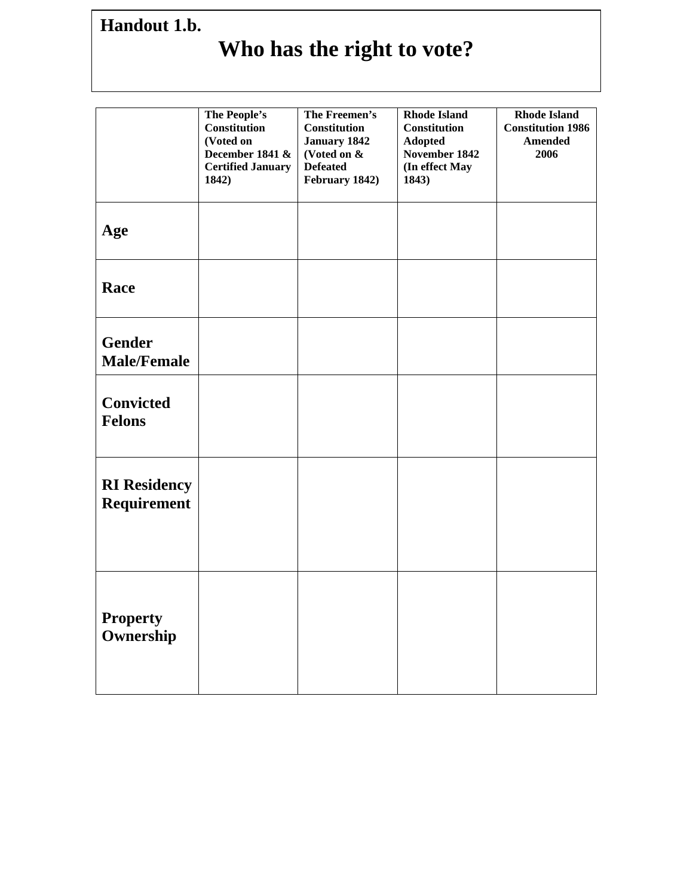**Handout 1.b.**

# Who has the right to vote?

| | The People's Constitution (Voted on December 1841 & Certified January 1842) | The Freemen's Constitution January 1842 (Voted on & Defeated February 1842) | Rhode Island Constitution Adopted November 1842 (In effect May 1843) | Rhode Island Constitution 1986 Amended 2006 |
|---|---|---|---|---|
| **Age** | | | | |
| **Race** | | | | |
| **Gender Male/Female** | | | | |
| **Convicted Felons** | | | | |
| **RI Residency Requirement** | | | | |
| **Property Ownership** | | | | |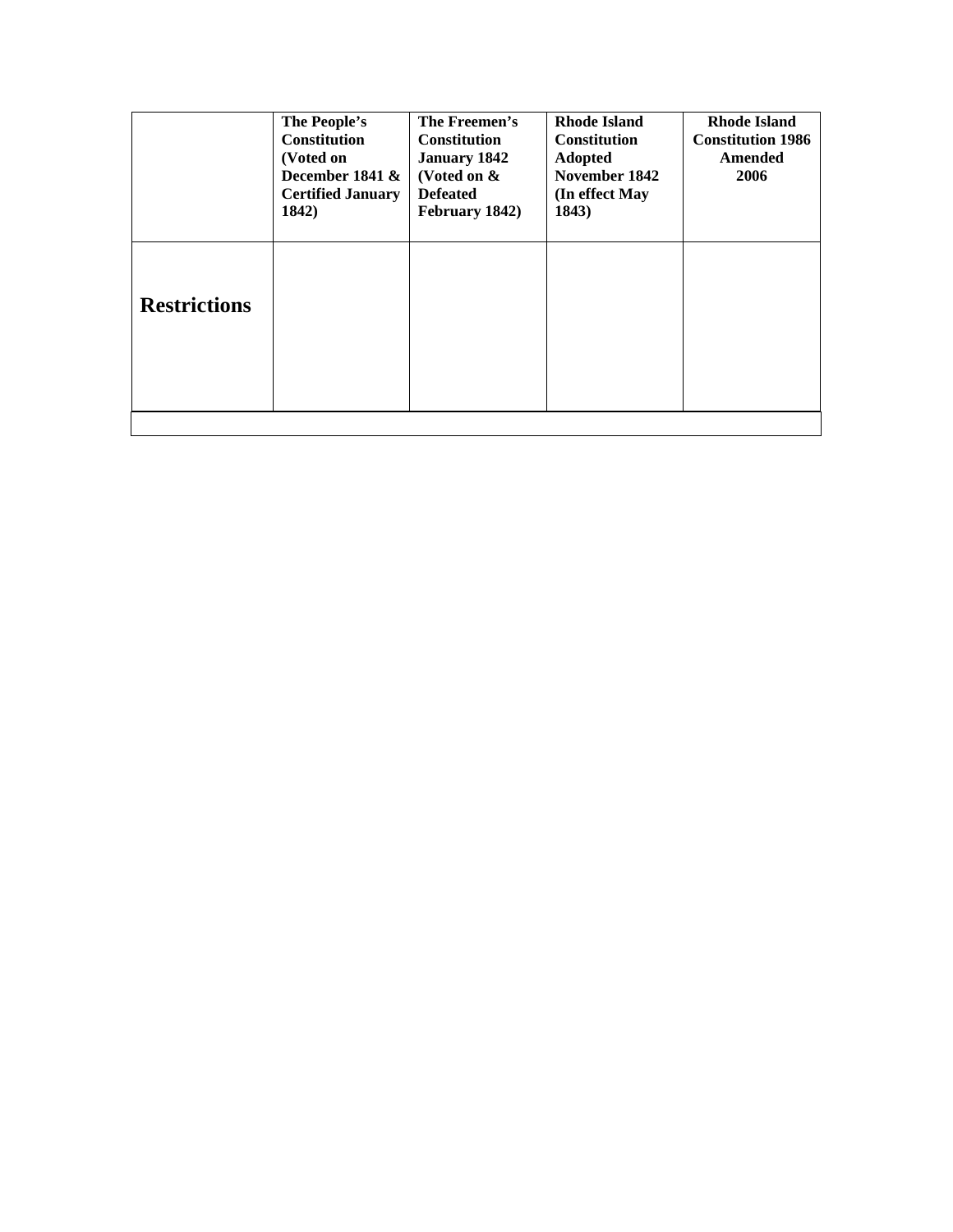| | The People's Constitution (Voted on December 1841 & Certified January 1842) | The Freemen's Constitution January 1842 (Voted on & Defeated February 1842) | Rhode Island Constitution Adopted November 1842 (In effect May 1843) | Rhode Island Constitution 1986 Amended 2006 |
|---|---|---|---|---|
| **Restrictions** | | | | |